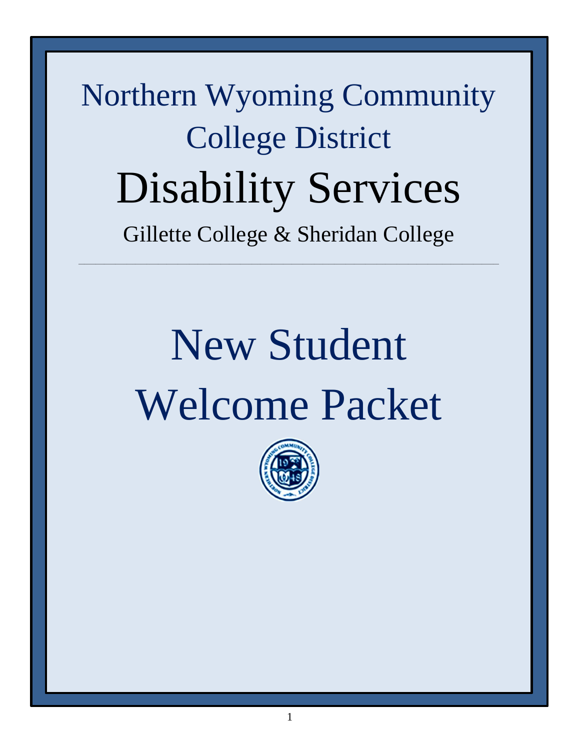# Northern Wyoming Community College District

# Disability Services

Gillette College & Sheridan College

---

# New Student Welcome Packet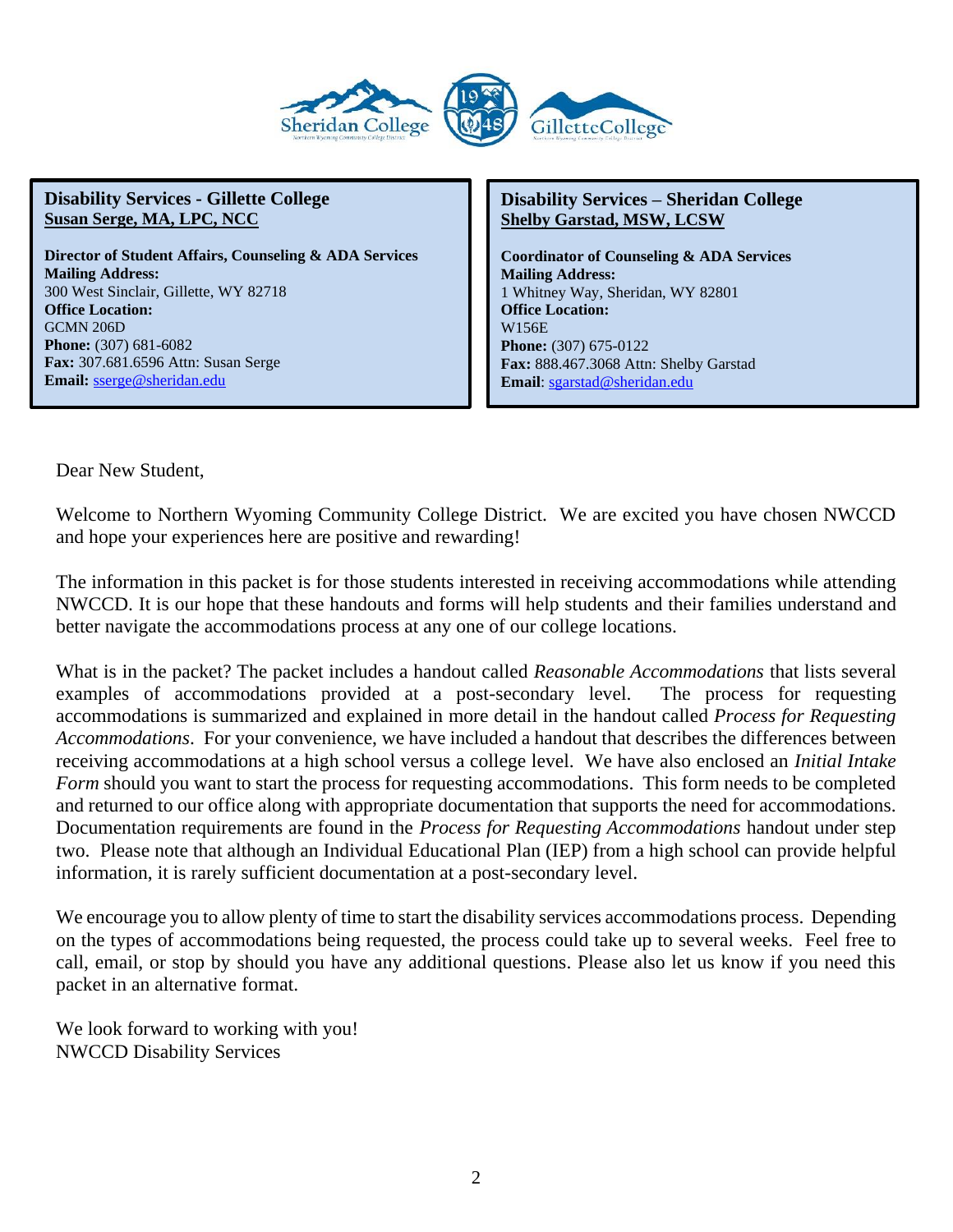**Disability Services - Gillette College**
**Susan Serge, MA, LPC, NCC**

**Director of Student Affairs, Counseling & ADA Services**
**Mailing Address:**
300 West Sinclair, Gillette, WY 82718
**Office Location:**
GCMN 206D
**Phone:** (307) 681-6082
**Fax:** 307.681.6596 Attn: Susan Serge
**Email:** sserge@sheridan.edu

**Disability Services – Sheridan College**
**Shelby Garstad, MSW, LCSW**

**Coordinator of Counseling & ADA Services**
**Mailing Address:**
1 Whitney Way, Sheridan, WY 82801
**Office Location:**
W156E
**Phone:** (307) 675-0122
**Fax:** 888.467.3068 Attn: Shelby Garstad
**Email**: sgarstad@sheridan.edu

Dear New Student,

Welcome to Northern Wyoming Community College District. We are excited you have chosen NWCCD and hope your experiences here are positive and rewarding!

The information in this packet is for those students interested in receiving accommodations while attending NWCCD. It is our hope that these handouts and forms will help students and their families understand and better navigate the accommodations process at any one of our college locations.

What is in the packet? The packet includes a handout called *Reasonable Accommodations* that lists several examples of accommodations provided at a post-secondary level. The process for requesting accommodations is summarized and explained in more detail in the handout called *Process for Requesting Accommodations*. For your convenience, we have included a handout that describes the differences between receiving accommodations at a high school versus a college level. We have also enclosed an *Initial Intake Form* should you want to start the process for requesting accommodations. This form needs to be completed and returned to our office along with appropriate documentation that supports the need for accommodations. Documentation requirements are found in the *Process for Requesting Accommodations* handout under step two. Please note that although an Individual Educational Plan (IEP) from a high school can provide helpful information, it is rarely sufficient documentation at a post-secondary level.

We encourage you to allow plenty of time to start the disability services accommodations process. Depending on the types of accommodations being requested, the process could take up to several weeks. Feel free to call, email, or stop by should you have any additional questions. Please also let us know if you need this packet in an alternative format.

We look forward to working with you!
NWCCD Disability Services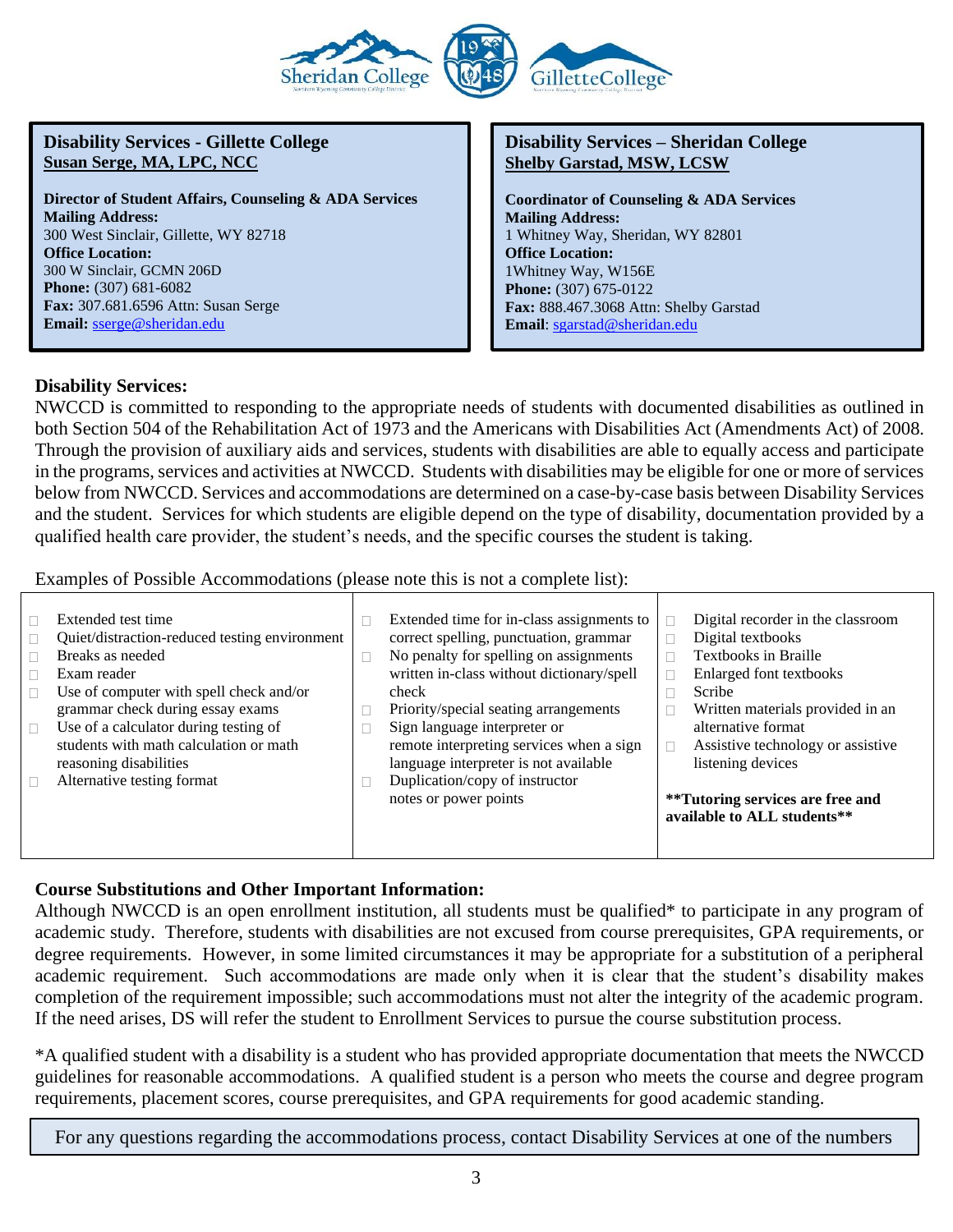**Disability Services - Gillette College**
**Susan Serge, MA, LPC, NCC**

**Director of Student Affairs, Counseling & ADA Services**
**Mailing Address:**
300 West Sinclair, Gillette, WY 82718
**Office Location:**
300 W Sinclair, GCMN 206D
**Phone:** (307) 681-6082
**Fax:** 307.681.6596 Attn: Susan Serge
**Email:** sserge@sheridan.edu

**Disability Services – Sheridan College**
**Shelby Garstad, MSW, LCSW**

**Coordinator of Counseling & ADA Services**
**Mailing Address:**
1 Whitney Way, Sheridan, WY 82801
**Office Location:**
1Whitney Way, W156E
**Phone:** (307) 675-0122
**Fax:** 888.467.3068 Attn: Shelby Garstad
**Email**: sgarstad@sheridan.edu

**Disability Services:**

NWCCD is committed to responding to the appropriate needs of students with documented disabilities as outlined in both Section 504 of the Rehabilitation Act of 1973 and the Americans with Disabilities Act (Amendments Act) of 2008. Through the provision of auxiliary aids and services, students with disabilities are able to equally access and participate in the programs, services and activities at NWCCD. Students with disabilities may be eligible for one or more of services below from NWCCD. Services and accommodations are determined on a case-by-case basis between Disability Services and the student. Services for which students are eligible depend on the type of disability, documentation provided by a qualified health care provider, the student's needs, and the specific courses the student is taking.

Examples of Possible Accommodations (please note this is not a complete list):

- Extended test time
- Quiet/distraction-reduced testing environment
- Breaks as needed
- Exam reader
- Use of computer with spell check and/or grammar check during essay exams
- Use of a calculator during testing of students with math calculation or math reasoning disabilities
- Alternative testing format
- Extended time for in-class assignments to correct spelling, punctuation, grammar
- No penalty for spelling on assignments written in-class without dictionary/spell check
- Priority/special seating arrangements
- Sign language interpreter or remote interpreting services when a sign language interpreter is not available
- Duplication/copy of instructor notes or power points
- Digital recorder in the classroom
- Digital textbooks
- Textbooks in Braille
- Enlarged font textbooks
- Scribe
- Written materials provided in an alternative format
- Assistive technology or assistive listening devices

**\*\*Tutoring services are free and available to ALL students\*\***

**Course Substitutions and Other Important Information:**

Although NWCCD is an open enrollment institution, all students must be qualified* to participate in any program of academic study. Therefore, students with disabilities are not excused from course prerequisites, GPA requirements, or degree requirements. However, in some limited circumstances it may be appropriate for a substitution of a peripheral academic requirement. Such accommodations are made only when it is clear that the student's disability makes completion of the requirement impossible; such accommodations must not alter the integrity of the academic program. If the need arises, DS will refer the student to Enrollment Services to pursue the course substitution process.

*A qualified student with a disability is a student who has provided appropriate documentation that meets the NWCCD guidelines for reasonable accommodations. A qualified student is a person who meets the course and degree program requirements, placement scores, course prerequisites, and GPA requirements for good academic standing.

For any questions regarding the accommodations process, contact Disability Services at one of the numbers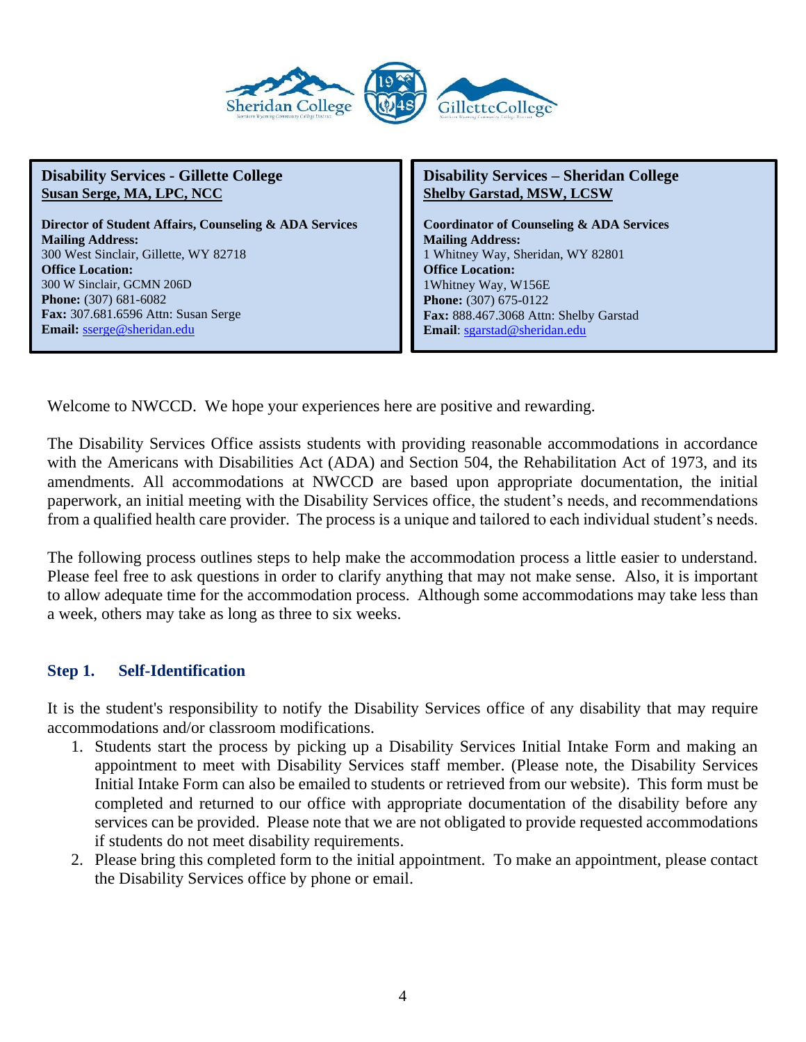**Disability Services - Gillette College**
**Susan Serge, MA, LPC, NCC**

**Director of Student Affairs, Counseling & ADA Services**
**Mailing Address:**
300 West Sinclair, Gillette, WY 82718
**Office Location:**
300 W Sinclair, GCMN 206D
**Phone:** (307) 681-6082
**Fax:** 307.681.6596 Attn: Susan Serge
**Email:** sserge@sheridan.edu

**Disability Services – Sheridan College**
**Shelby Garstad, MSW, LCSW**

**Coordinator of Counseling & ADA Services**
**Mailing Address:**
1 Whitney Way, Sheridan, WY 82801
**Office Location:**
1Whitney Way, W156E
**Phone:** (307) 675-0122
**Fax:** 888.467.3068 Attn: Shelby Garstad
**Email**: sgarstad@sheridan.edu

Welcome to NWCCD. We hope your experiences here are positive and rewarding.

The Disability Services Office assists students with providing reasonable accommodations in accordance with the Americans with Disabilities Act (ADA) and Section 504, the Rehabilitation Act of 1973, and its amendments. All accommodations at NWCCD are based upon appropriate documentation, the initial paperwork, an initial meeting with the Disability Services office, the student's needs, and recommendations from a qualified health care provider. The process is a unique and tailored to each individual student's needs.

The following process outlines steps to help make the accommodation process a little easier to understand. Please feel free to ask questions in order to clarify anything that may not make sense. Also, it is important to allow adequate time for the accommodation process. Although some accommodations may take less than a week, others may take as long as three to six weeks.

### Step 1. Self-Identification

It is the student's responsibility to notify the Disability Services office of any disability that may require accommodations and/or classroom modifications.

1. Students start the process by picking up a Disability Services Initial Intake Form and making an appointment to meet with Disability Services staff member. (Please note, the Disability Services Initial Intake Form can also be emailed to students or retrieved from our website). This form must be completed and returned to our office with appropriate documentation of the disability before any services can be provided. Please note that we are not obligated to provide requested accommodations if students do not meet disability requirements.
2. Please bring this completed form to the initial appointment. To make an appointment, please contact the Disability Services office by phone or email.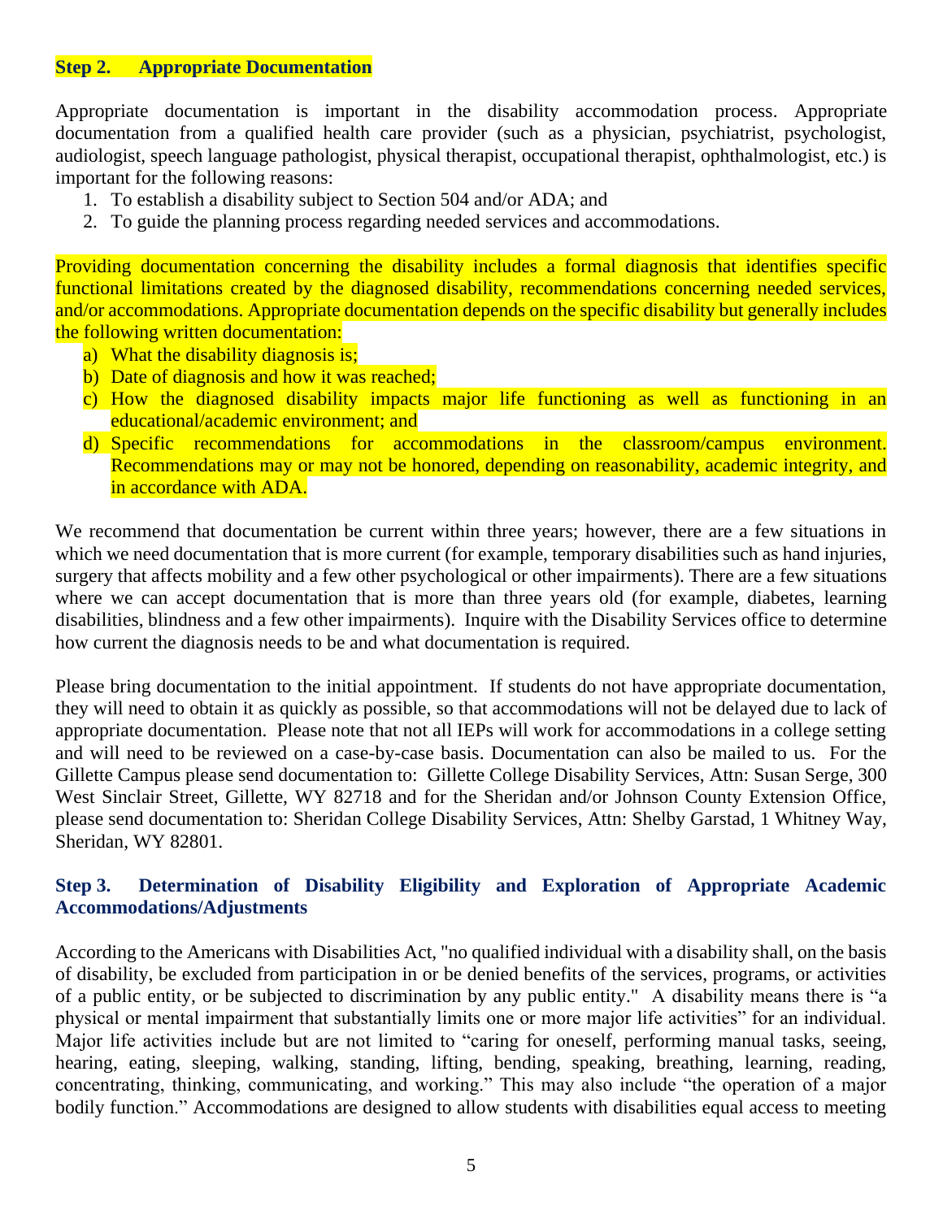### Step 2. Appropriate Documentation

Appropriate documentation is important in the disability accommodation process. Appropriate documentation from a qualified health care provider (such as a physician, psychiatrist, psychologist, audiologist, speech language pathologist, physical therapist, occupational therapist, ophthalmologist, etc.) is important for the following reasons:

1. To establish a disability subject to Section 504 and/or ADA; and
2. To guide the planning process regarding needed services and accommodations.

Providing documentation concerning the disability includes a formal diagnosis that identifies specific functional limitations created by the diagnosed disability, recommendations concerning needed services, and/or accommodations. Appropriate documentation depends on the specific disability but generally includes the following written documentation:

a) What the disability diagnosis is;
b) Date of diagnosis and how it was reached;
c) How the diagnosed disability impacts major life functioning as well as functioning in an educational/academic environment; and
d) Specific recommendations for accommodations in the classroom/campus environment. Recommendations may or may not be honored, depending on reasonability, academic integrity, and in accordance with ADA.

We recommend that documentation be current within three years; however, there are a few situations in which we need documentation that is more current (for example, temporary disabilities such as hand injuries, surgery that affects mobility and a few other psychological or other impairments). There are a few situations where we can accept documentation that is more than three years old (for example, diabetes, learning disabilities, blindness and a few other impairments). Inquire with the Disability Services office to determine how current the diagnosis needs to be and what documentation is required.

Please bring documentation to the initial appointment. If students do not have appropriate documentation, they will need to obtain it as quickly as possible, so that accommodations will not be delayed due to lack of appropriate documentation. Please note that not all IEPs will work for accommodations in a college setting and will need to be reviewed on a case-by-case basis. Documentation can also be mailed to us. For the Gillette Campus please send documentation to: Gillette College Disability Services, Attn: Susan Serge, 300 West Sinclair Street, Gillette, WY 82718 and for the Sheridan and/or Johnson County Extension Office, please send documentation to: Sheridan College Disability Services, Attn: Shelby Garstad, 1 Whitney Way, Sheridan, WY 82801.

### Step 3. Determination of Disability Eligibility and Exploration of Appropriate Academic Accommodations/Adjustments

According to the Americans with Disabilities Act, "no qualified individual with a disability shall, on the basis of disability, be excluded from participation in or be denied benefits of the services, programs, or activities of a public entity, or be subjected to discrimination by any public entity." A disability means there is "a physical or mental impairment that substantially limits one or more major life activities" for an individual. Major life activities include but are not limited to "caring for oneself, performing manual tasks, seeing, hearing, eating, sleeping, walking, standing, lifting, bending, speaking, breathing, learning, reading, concentrating, thinking, communicating, and working." This may also include "the operation of a major bodily function." Accommodations are designed to allow students with disabilities equal access to meeting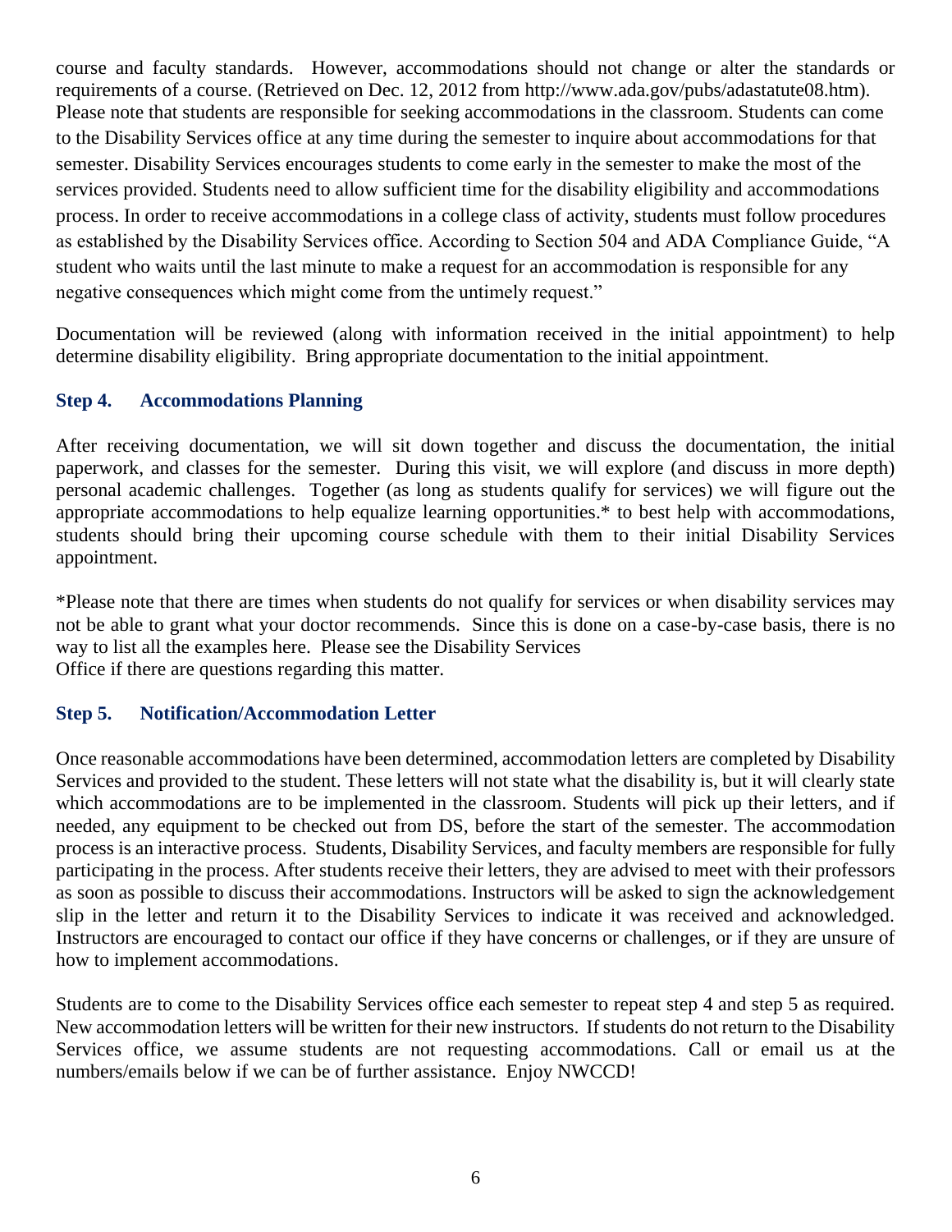course and faculty standards. However, accommodations should not change or alter the standards or requirements of a course. (Retrieved on Dec. 12, 2012 from http://www.ada.gov/pubs/adastatute08.htm). Please note that students are responsible for seeking accommodations in the classroom. Students can come to the Disability Services office at any time during the semester to inquire about accommodations for that semester. Disability Services encourages students to come early in the semester to make the most of the services provided. Students need to allow sufficient time for the disability eligibility and accommodations process. In order to receive accommodations in a college class of activity, students must follow procedures as established by the Disability Services office. According to Section 504 and ADA Compliance Guide, "A student who waits until the last minute to make a request for an accommodation is responsible for any negative consequences which might come from the untimely request."

Documentation will be reviewed (along with information received in the initial appointment) to help determine disability eligibility. Bring appropriate documentation to the initial appointment.

### Step 4. Accommodations Planning

After receiving documentation, we will sit down together and discuss the documentation, the initial paperwork, and classes for the semester. During this visit, we will explore (and discuss in more depth) personal academic challenges. Together (as long as students qualify for services) we will figure out the appropriate accommodations to help equalize learning opportunities.* to best help with accommodations, students should bring their upcoming course schedule with them to their initial Disability Services appointment.

*Please note that there are times when students do not qualify for services or when disability services may not be able to grant what your doctor recommends. Since this is done on a case-by-case basis, there is no way to list all the examples here. Please see the Disability Services Office if there are questions regarding this matter.

### Step 5. Notification/Accommodation Letter

Once reasonable accommodations have been determined, accommodation letters are completed by Disability Services and provided to the student. These letters will not state what the disability is, but it will clearly state which accommodations are to be implemented in the classroom. Students will pick up their letters, and if needed, any equipment to be checked out from DS, before the start of the semester. The accommodation process is an interactive process. Students, Disability Services, and faculty members are responsible for fully participating in the process. After students receive their letters, they are advised to meet with their professors as soon as possible to discuss their accommodations. Instructors will be asked to sign the acknowledgement slip in the letter and return it to the Disability Services to indicate it was received and acknowledged. Instructors are encouraged to contact our office if they have concerns or challenges, or if they are unsure of how to implement accommodations.

Students are to come to the Disability Services office each semester to repeat step 4 and step 5 as required. New accommodation letters will be written for their new instructors. If students do not return to the Disability Services office, we assume students are not requesting accommodations. Call or email us at the numbers/emails below if we can be of further assistance. Enjoy NWCCD!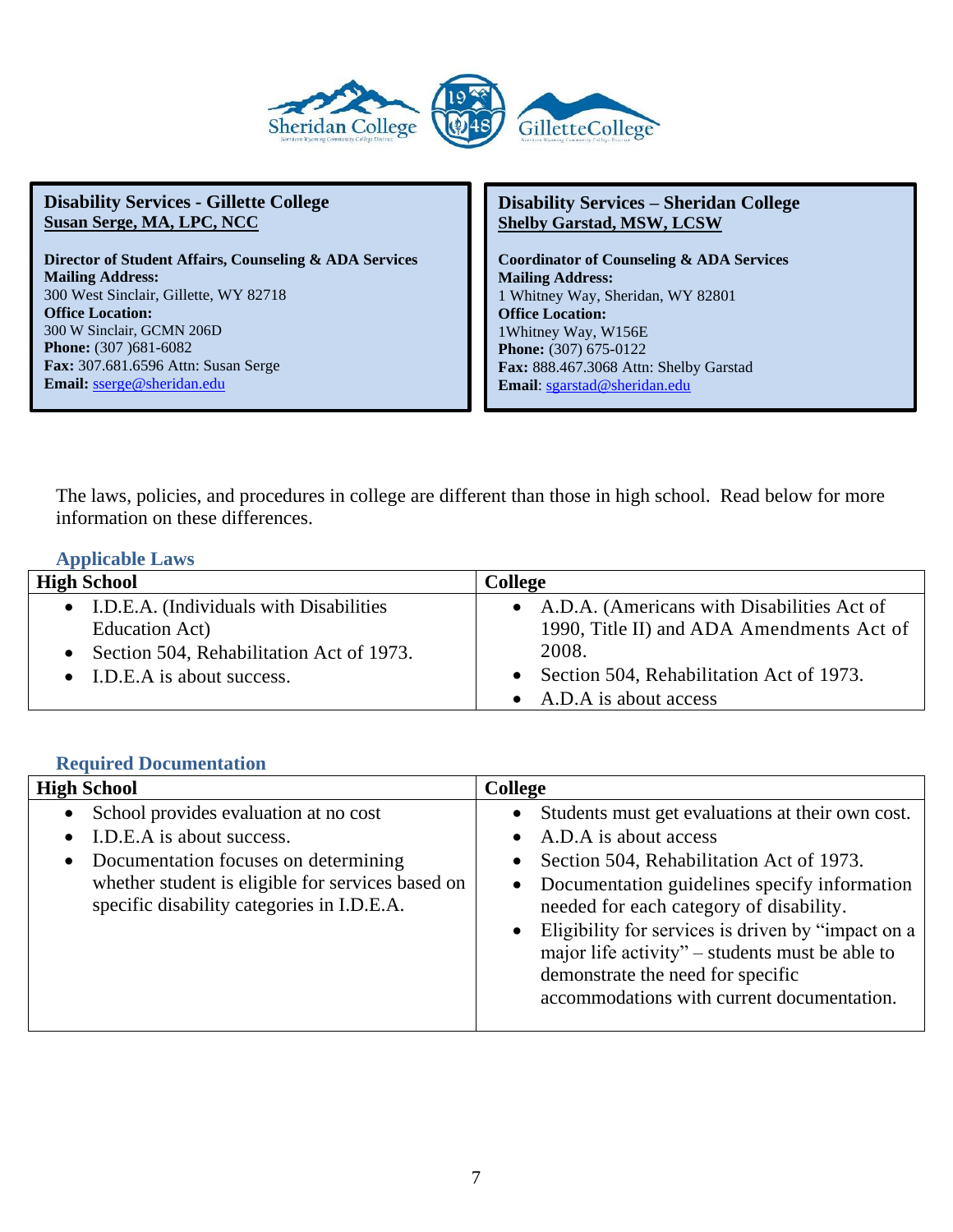**Disability Services - Gillette College**
**Susan Serge, MA, LPC, NCC**

**Director of Student Affairs, Counseling & ADA Services**
**Mailing Address:**
300 West Sinclair, Gillette, WY 82718
**Office Location:**
300 W Sinclair, GCMN 206D
**Phone:** (307 )681-6082
**Fax:** 307.681.6596 Attn: Susan Serge
**Email:** sserge@sheridan.edu

**Disability Services – Sheridan College**
**Shelby Garstad, MSW, LCSW**

**Coordinator of Counseling & ADA Services**
**Mailing Address:**
1 Whitney Way, Sheridan, WY 82801
**Office Location:**
1Whitney Way, W156E
**Phone:** (307) 675-0122
**Fax:** 888.467.3068 Attn: Shelby Garstad
**Email**: sgarstad@sheridan.edu

The laws, policies, and procedures in college are different than those in high school. Read below for more information on these differences.

### Applicable Laws

| High School | College |
|---|---|
| • I.D.E.A. (Individuals with Disabilities Education Act)<br>• Section 504, Rehabilitation Act of 1973.<br>• I.D.E.A is about success. | • A.D.A. (Americans with Disabilities Act of 1990, Title II) and ADA Amendments Act of 2008.<br>• Section 504, Rehabilitation Act of 1973.<br>• A.D.A is about access |

### Required Documentation

| High School | College |
|---|---|
| • School provides evaluation at no cost<br>• I.D.E.A is about success.<br>• Documentation focuses on determining whether student is eligible for services based on specific disability categories in I.D.E.A. | • Students must get evaluations at their own cost.<br>• A.D.A is about access<br>• Section 504, Rehabilitation Act of 1973.<br>• Documentation guidelines specify information needed for each category of disability.<br>• Eligibility for services is driven by "impact on a major life activity" – students must be able to demonstrate the need for specific accommodations with current documentation. |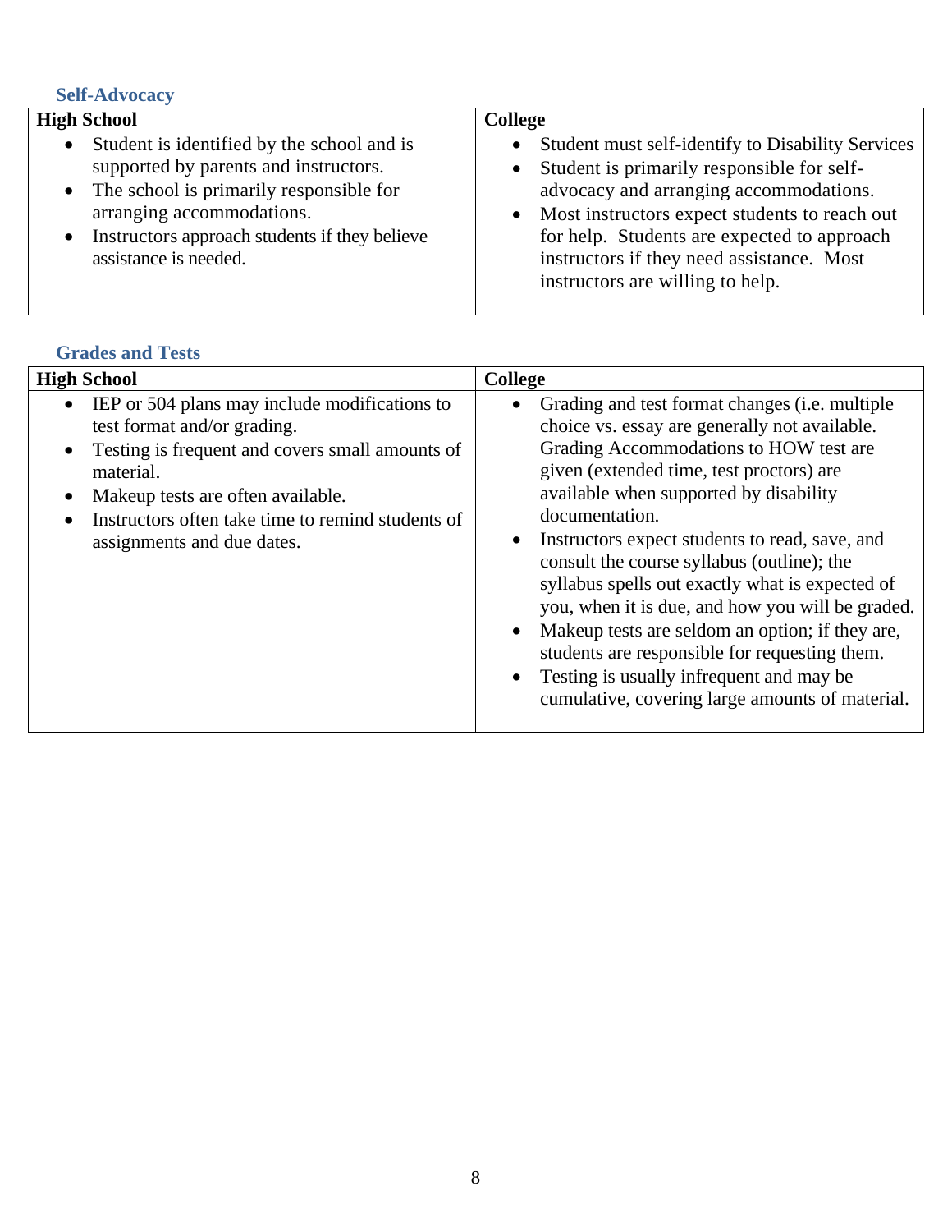### Self-Advocacy

| High School | College |
|---|---|
| • Student is identified by the school and is supported by parents and instructors.<br>• The school is primarily responsible for arranging accommodations.<br>• Instructors approach students if they believe assistance is needed. | • Student must self-identify to Disability Services<br>• Student is primarily responsible for self-advocacy and arranging accommodations.<br>• Most instructors expect students to reach out for help. Students are expected to approach instructors if they need assistance. Most instructors are willing to help. |

### Grades and Tests

| High School | College |
|---|---|
| • IEP or 504 plans may include modifications to test format and/or grading.<br>• Testing is frequent and covers small amounts of material.<br>• Makeup tests are often available.<br>• Instructors often take time to remind students of assignments and due dates. | • Grading and test format changes (i.e. multiple choice vs. essay are generally not available. Grading Accommodations to HOW test are given (extended time, test proctors) are available when supported by disability documentation.<br>• Instructors expect students to read, save, and consult the course syllabus (outline); the syllabus spells out exactly what is expected of you, when it is due, and how you will be graded.<br>• Makeup tests are seldom an option; if they are, students are responsible for requesting them.<br>• Testing is usually infrequent and may be cumulative, covering large amounts of material. |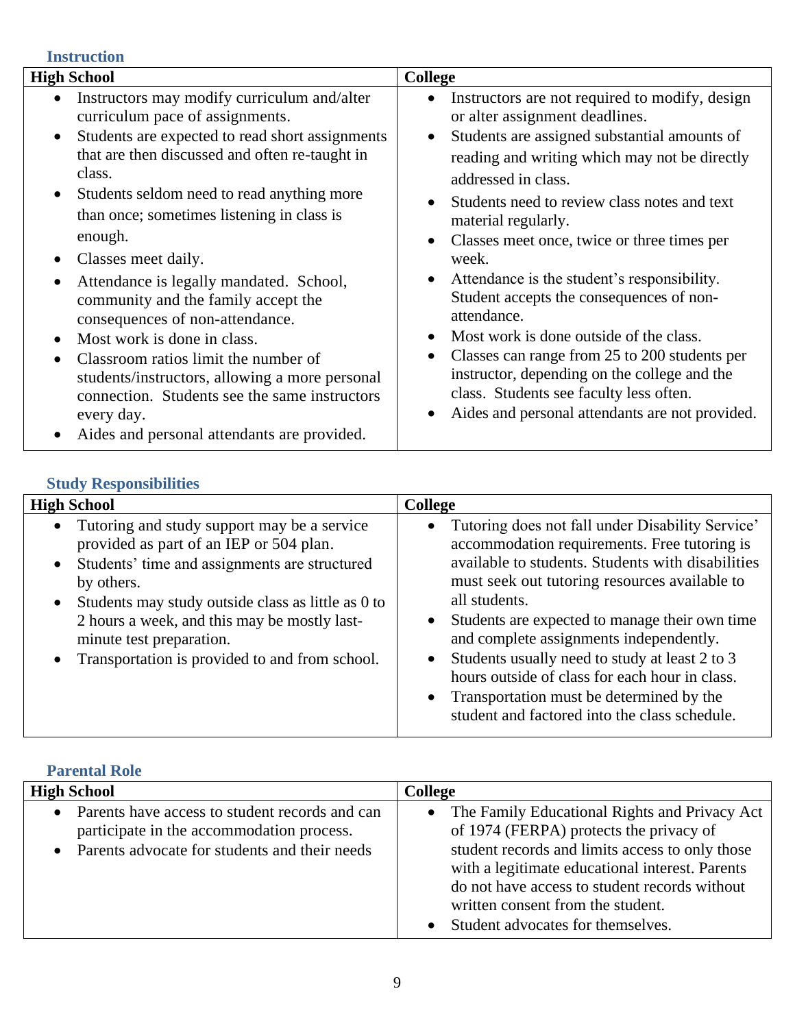### Instruction

| High School | College |
|---|---|
| • Instructors may modify curriculum and/alter curriculum pace of assignments.<br>• Students are expected to read short assignments that are then discussed and often re-taught in class.<br>• Students seldom need to read anything more than once; sometimes listening in class is enough.<br>• Classes meet daily.<br>• Attendance is legally mandated. School, community and the family accept the consequences of non-attendance.<br>• Most work is done in class.<br>• Classroom ratios limit the number of students/instructors, allowing a more personal connection. Students see the same instructors every day.<br>• Aides and personal attendants are provided. | • Instructors are not required to modify, design or alter assignment deadlines.<br>• Students are assigned substantial amounts of reading and writing which may not be directly addressed in class.<br>• Students need to review class notes and text material regularly.<br>• Classes meet once, twice or three times per week.<br>• Attendance is the student's responsibility. Student accepts the consequences of non-attendance.<br>• Most work is done outside of the class.<br>• Classes can range from 25 to 200 students per instructor, depending on the college and the class. Students see faculty less often.<br>• Aides and personal attendants are not provided. |

### Study Responsibilities

| High School | College |
|---|---|
| • Tutoring and study support may be a service provided as part of an IEP or 504 plan.<br>• Students' time and assignments are structured by others.<br>• Students may study outside class as little as 0 to 2 hours a week, and this may be mostly last-minute test preparation.<br>• Transportation is provided to and from school. | • Tutoring does not fall under Disability Service' accommodation requirements. Free tutoring is available to students. Students with disabilities must seek out tutoring resources available to all students.<br>• Students are expected to manage their own time and complete assignments independently.<br>• Students usually need to study at least 2 to 3 hours outside of class for each hour in class.<br>• Transportation must be determined by the student and factored into the class schedule. |

### Parental Role

| High School | College |
|---|---|
| • Parents have access to student records and can participate in the accommodation process.<br>• Parents advocate for students and their needs | • The Family Educational Rights and Privacy Act of 1974 (FERPA) protects the privacy of student records and limits access to only those with a legitimate educational interest. Parents do not have access to student records without written consent from the student.<br>• Student advocates for themselves. |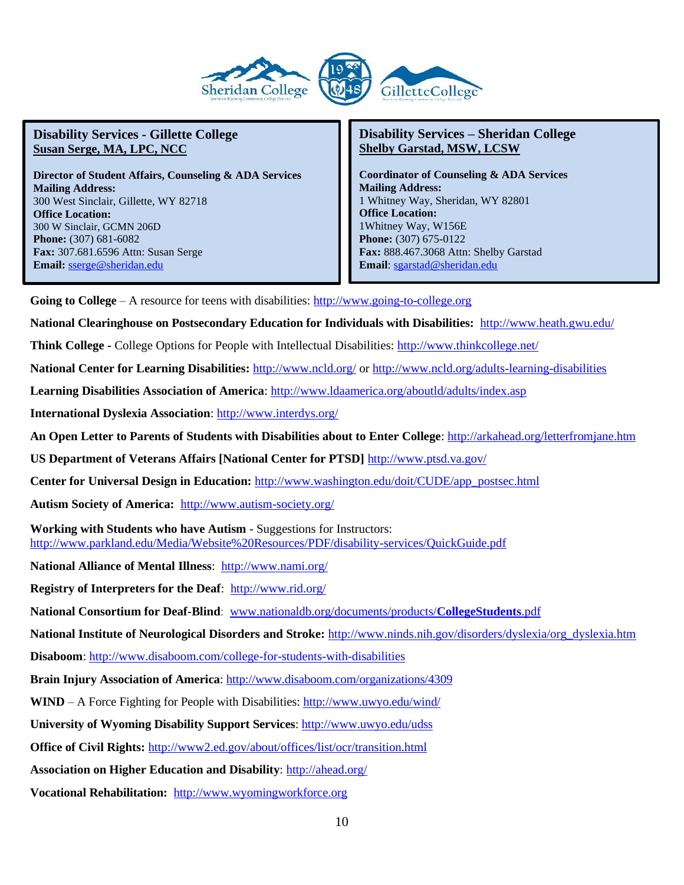**Disability Services - Gillette College**
**Susan Serge, MA, LPC, NCC**

**Director of Student Affairs, Counseling & ADA Services**
**Mailing Address:**
300 West Sinclair, Gillette, WY 82718
**Office Location:**
300 W Sinclair, GCMN 206D
**Phone:** (307) 681-6082
**Fax:** 307.681.6596 Attn: Susan Serge
**Email:** sserge@sheridan.edu

**Disability Services – Sheridan College**
**Shelby Garstad, MSW, LCSW**

**Coordinator of Counseling & ADA Services**
**Mailing Address:**
1 Whitney Way, Sheridan, WY 82801
**Office Location:**
1Whitney Way, W156E
**Phone:** (307) 675-0122
**Fax:** 888.467.3068 Attn: Shelby Garstad
**Email**: sgarstad@sheridan.edu

**Going to College** – A resource for teens with disabilities: http://www.going-to-college.org

**National Clearinghouse on Postsecondary Education for Individuals with Disabilities:** http://www.heath.gwu.edu/

**Think College -** College Options for People with Intellectual Disabilities: http://www.thinkcollege.net/

**National Center for Learning Disabilities:** http://www.ncld.org/ or http://www.ncld.org/adults-learning-disabilities

**Learning Disabilities Association of America**: http://www.ldaamerica.org/aboutld/adults/index.asp

**International Dyslexia Association**: http://www.interdys.org/

**An Open Letter to Parents of Students with Disabilities about to Enter College**: http://arkahead.org/letterfromjane.htm

**US Department of Veterans Affairs [National Center for PTSD]** http://www.ptsd.va.gov/

**Center for Universal Design in Education:** http://www.washington.edu/doit/CUDE/app_postsec.html

**Autism Society of America:** http://www.autism-society.org/

**Working with Students who have Autism** - Suggestions for Instructors:
http://www.parkland.edu/Media/Website%20Resources/PDF/disability-services/QuickGuide.pdf

**National Alliance of Mental Illness**: http://www.nami.org/

**Registry of Interpreters for the Deaf**: http://www.rid.org/

**National Consortium for Deaf-Blind**: www.nationaldb.org/documents/products/**CollegeStudents**.pdf

**National Institute of Neurological Disorders and Stroke:** http://www.ninds.nih.gov/disorders/dyslexia/org_dyslexia.htm

**Disaboom**: http://www.disaboom.com/college-for-students-with-disabilities

**Brain Injury Association of America**: http://www.disaboom.com/organizations/4309

**WIND** – A Force Fighting for People with Disabilities: http://www.uwyo.edu/wind/

**University of Wyoming Disability Support Services**: http://www.uwyo.edu/udss

**Office of Civil Rights:** http://www2.ed.gov/about/offices/list/ocr/transition.html

**Association on Higher Education and Disability**: http://ahead.org/

**Vocational Rehabilitation:** http://www.wyomingworkforce.org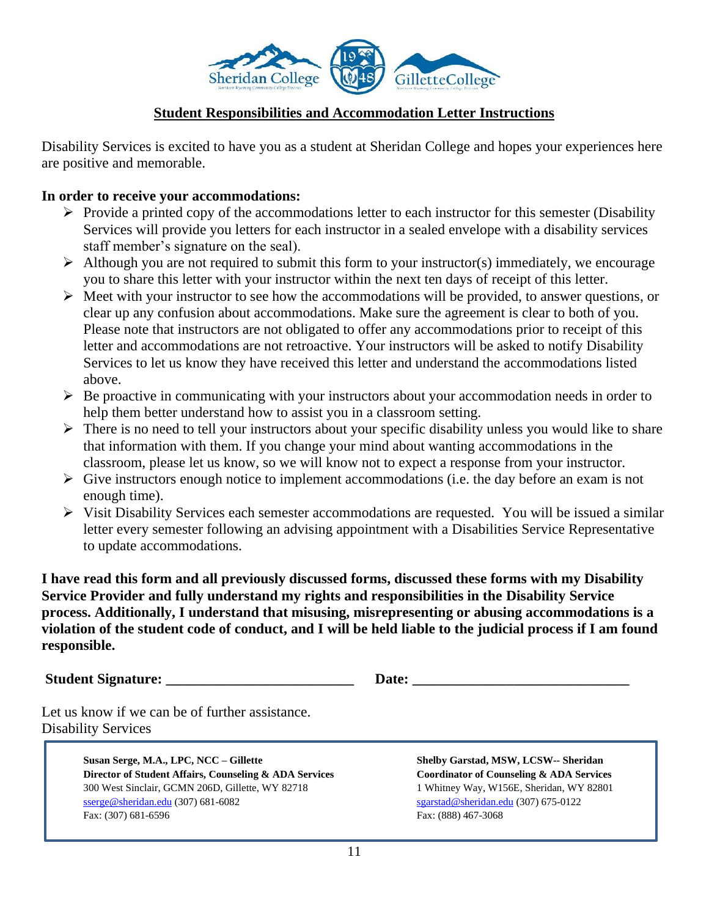## Student Responsibilities and Accommodation Letter Instructions

Disability Services is excited to have you as a student at Sheridan College and hopes your experiences here are positive and memorable.

**In order to receive your accommodations:**

- Provide a printed copy of the accommodations letter to each instructor for this semester (Disability Services will provide you letters for each instructor in a sealed envelope with a disability services staff member's signature on the seal).
- Although you are not required to submit this form to your instructor(s) immediately, we encourage you to share this letter with your instructor within the next ten days of receipt of this letter.
- Meet with your instructor to see how the accommodations will be provided, to answer questions, or clear up any confusion about accommodations. Make sure the agreement is clear to both of you. Please note that instructors are not obligated to offer any accommodations prior to receipt of this letter and accommodations are not retroactive. Your instructors will be asked to notify Disability Services to let us know they have received this letter and understand the accommodations listed above.
- Be proactive in communicating with your instructors about your accommodation needs in order to help them better understand how to assist you in a classroom setting.
- There is no need to tell your instructors about your specific disability unless you would like to share that information with them. If you change your mind about wanting accommodations in the classroom, please let us know, so we will know not to expect a response from your instructor.
- Give instructors enough notice to implement accommodations (i.e. the day before an exam is not enough time).
- Visit Disability Services each semester accommodations are requested. You will be issued a similar letter every semester following an advising appointment with a Disabilities Service Representative to update accommodations.

**I have read this form and all previously discussed forms, discussed these forms with my Disability Service Provider and fully understand my rights and responsibilities in the Disability Service process. Additionally, I understand that misusing, misrepresenting or abusing accommodations is a violation of the student code of conduct, and I will be held liable to the judicial process if I am found responsible.**

**Student Signature: _________________________ Date: _____________________________**

Let us know if we can be of further assistance.
Disability Services

**Susan Serge, M.A., LPC, NCC – Gillette**
**Director of Student Affairs, Counseling & ADA Services**
300 West Sinclair, GCMN 206D, Gillette, WY 82718
sserge@sheridan.edu (307) 681-6082
Fax: (307) 681-6596

**Shelby Garstad, MSW, LCSW-- Sheridan**
**Coordinator of Counseling & ADA Services**
1 Whitney Way, W156E, Sheridan, WY 82801
sgarstad@sheridan.edu (307) 675-0122
Fax: (888) 467-3068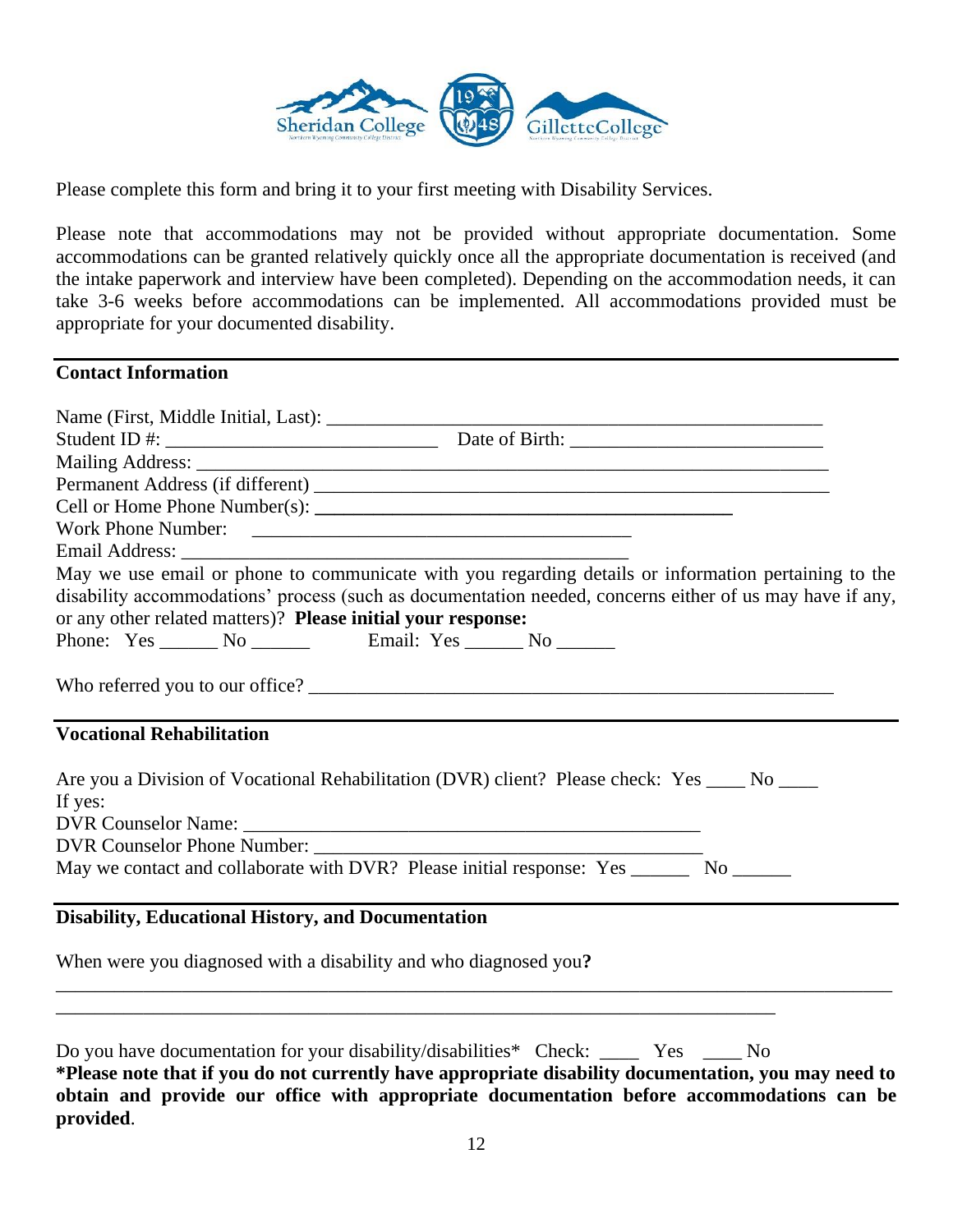Please complete this form and bring it to your first meeting with Disability Services.

Please note that accommodations may not be provided without appropriate documentation. Some accommodations can be granted relatively quickly once all the appropriate documentation is received (and the intake paperwork and interview have been completed). Depending on the accommodation needs, it can take 3-6 weeks before accommodations can be implemented. All accommodations provided must be appropriate for your documented disability.

## Contact Information

Name (First, Middle Initial, Last): ______________________________________________

Student ID #: ___________________________ Date of Birth: _________________________

Mailing Address: ____________________________________________________________

Permanent Address (if different) _______________________________________________

Cell or Home Phone Number(s): ___________________________________________

Work Phone Number: ____________________________________________

Email Address: ___________________________________________

May we use email or phone to communicate with you regarding details or information pertaining to the disability accommodations' process (such as documentation needed, concerns either of us may have if any, or any other related matters)? **Please initial your response:**

Phone: Yes ______ No ______ Email: Yes ______ No ______

Who referred you to our office? ________________________________________________

## Vocational Rehabilitation

Are you a Division of Vocational Rehabilitation (DVR) client? Please check: Yes ____ No ____

If yes:

DVR Counselor Name: ________________________________________________

DVR Counselor Phone Number: __________________________________________

May we contact and collaborate with DVR? Please initial response: Yes ______ No ______

## Disability, Educational History, and Documentation

When were you diagnosed with a disability and who diagnosed you**?**

_____________________________________________________________________________________

___________________________________________________________________________

Do you have documentation for your disability/disabilities* Check: ____ Yes ____ No

***Please note that if you do not currently have appropriate disability documentation, you may need to obtain and provide our office with appropriate documentation before accommodations can be provided**.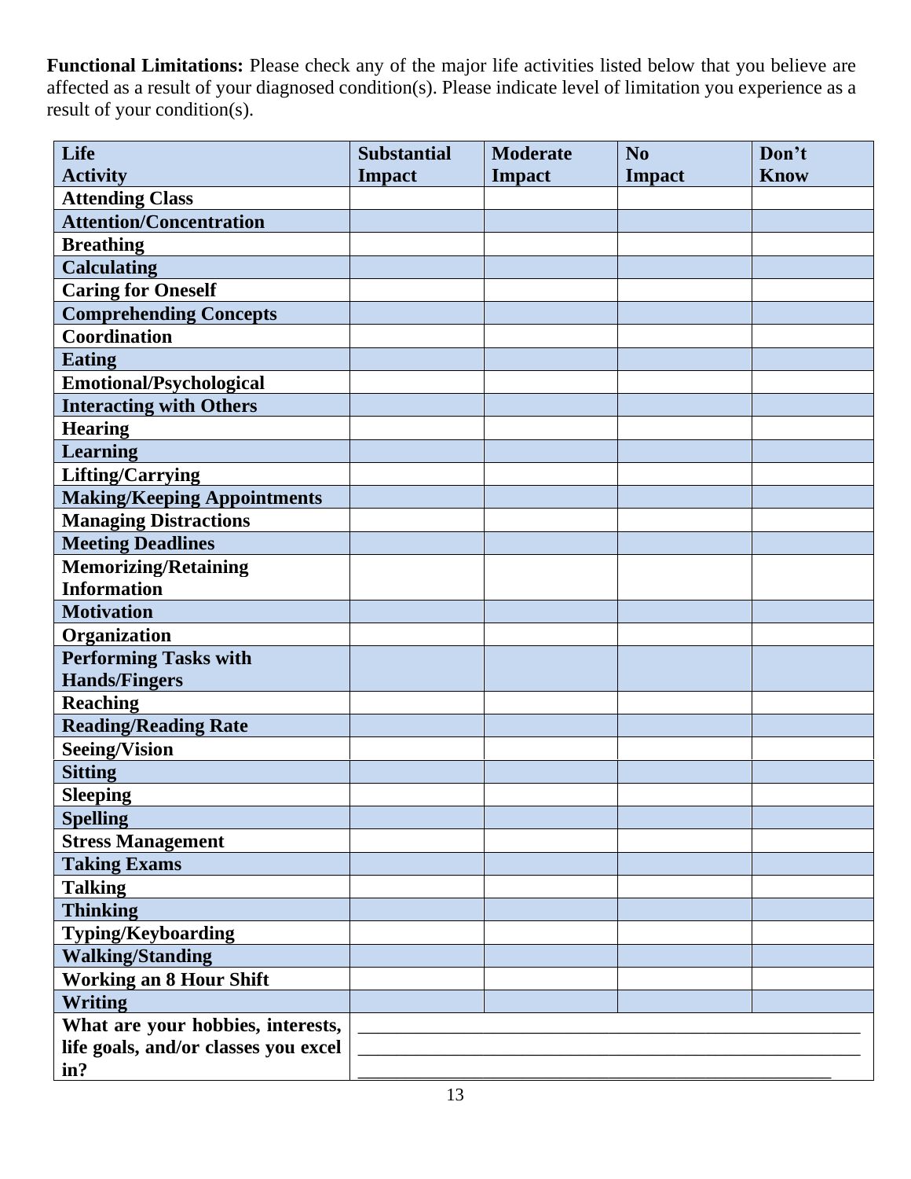**Functional Limitations:** Please check any of the major life activities listed below that you believe are affected as a result of your diagnosed condition(s). Please indicate level of limitation you experience as a result of your condition(s).

| Life Activity | Substantial Impact | Moderate Impact | No Impact | Don't Know |
|---|---|---|---|---|
| Attending Class | | | | |
| Attention/Concentration | | | | |
| Breathing | | | | |
| Calculating | | | | |
| Caring for Oneself | | | | |
| Comprehending Concepts | | | | |
| Coordination | | | | |
| Eating | | | | |
| Emotional/Psychological | | | | |
| Interacting with Others | | | | |
| Hearing | | | | |
| Learning | | | | |
| Lifting/Carrying | | | | |
| Making/Keeping Appointments | | | | |
| Managing Distractions | | | | |
| Meeting Deadlines | | | | |
| Memorizing/Retaining Information | | | | |
| Motivation | | | | |
| Organization | | | | |
| Performing Tasks with Hands/Fingers | | | | |
| Reaching | | | | |
| Reading/Reading Rate | | | | |
| Seeing/Vision | | | | |
| Sitting | | | | |
| Sleeping | | | | |
| Spelling | | | | |
| Stress Management | | | | |
| Taking Exams | | | | |
| Talking | | | | |
| Thinking | | | | |
| Typing/Keyboarding | | | | |
| Walking/Standing | | | | |
| Working an 8 Hour Shift | | | | |
| Writing | | | | |
| What are your hobbies, interests, life goals, and/or classes you excel in? | ______________________________ ______________________________ ______________________________ | | | |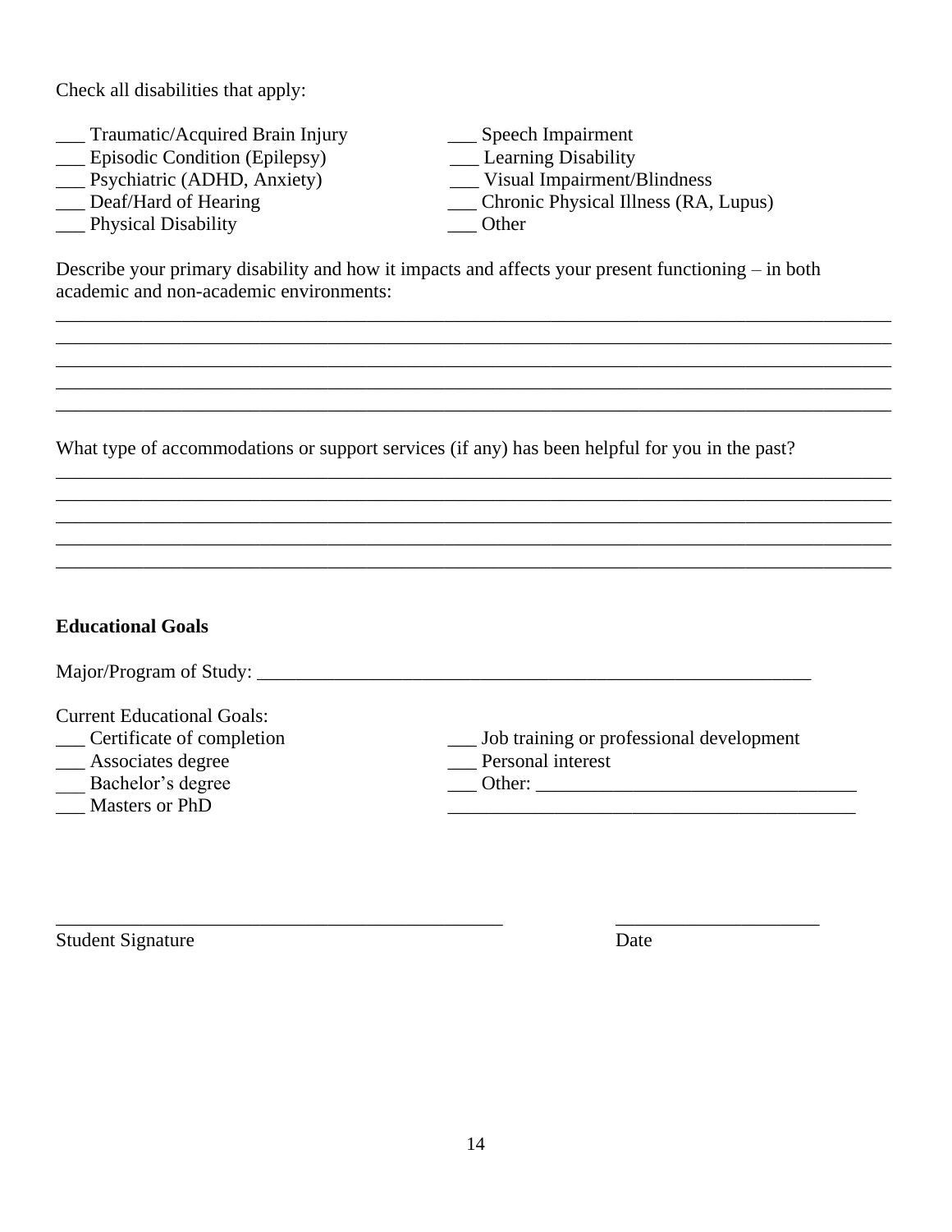Check all disabilities that apply:

___ Traumatic/Acquired Brain Injury
___ Episodic Condition (Epilepsy)
___ Psychiatric (ADHD, Anxiety)
___ Deaf/Hard of Hearing
___ Physical Disability
___ Speech Impairment
___ Learning Disability
___ Visual Impairment/Blindness
___ Chronic Physical Illness (RA, Lupus)
___ Other

Describe your primary disability and how it impacts and affects your present functioning – in both academic and non-academic environments:

_______________________________________________________________________________
_______________________________________________________________________________
_______________________________________________________________________________
_______________________________________________________________________________
_______________________________________________________________________________

What type of accommodations or support services (if any) has been helpful for you in the past?

_______________________________________________________________________________
_______________________________________________________________________________
_______________________________________________________________________________
_______________________________________________________________________________
_______________________________________________________________________________

**Educational Goals**

Major/Program of Study: ___________________________________________________________

Current Educational Goals:

___ Certificate of completion
___ Associates degree
___ Bachelor's degree
___ Masters or PhD
___ Job training or professional development
___ Personal interest
___ Other: ________________________________
_________________________________________

_____________________________________________ ____________________

Student Signature Date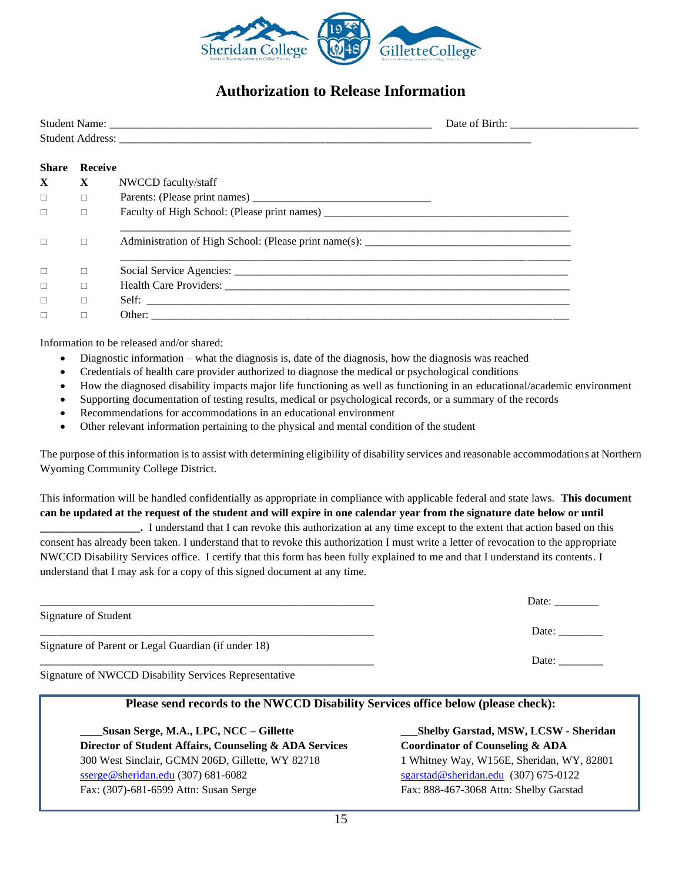# Authorization to Release Information

Student Name: _______________________________________________ Date of Birth: ____________________

Student Address: ____________________________________________________________________

| Share | Receive | |
|---|---|---|
| X | X | NWCCD faculty/staff |
| □ | □ | Parents: (Please print names) ____________________________ |
| □ | □ | Faculty of High School: (Please print names) ________________________________________ |
| □ | □ | Administration of High School: (Please print name(s): ________________________________ |
| □ | □ | Social Service Agencies: ____________________________________________________ |
| □ | □ | Health Care Providers: ______________________________________________________ |
| □ | □ | Self: ____________________________________________________________ |
| □ | □ | Other: ___________________________________________________________ |

Information to be released and/or shared:

- Diagnostic information – what the diagnosis is, date of the diagnosis, how the diagnosis was reached
- Credentials of health care provider authorized to diagnose the medical or psychological conditions
- How the diagnosed disability impacts major life functioning as well as functioning in an educational/academic environment
- Supporting documentation of testing results, medical or psychological records, or a summary of the records
- Recommendations for accommodations in an educational environment
- Other relevant information pertaining to the physical and mental condition of the student

The purpose of this information is to assist with determining eligibility of disability services and reasonable accommodations at Northern Wyoming Community College District.

This information will be handled confidentially as appropriate in compliance with applicable federal and state laws. **This document can be updated at the request of the student and will expire in one calendar year from the signature date below or until _________________.** I understand that I can revoke this authorization at any time except to the extent that action based on this consent has already been taken. I understand that to revoke this authorization I must write a letter of revocation to the appropriate NWCCD Disability Services office. I certify that this form has been fully explained to me and that I understand its contents. I understand that I may ask for a copy of this signed document at any time.

_______________________________________________ Date: ________

Signature of Student

_______________________________________________ Date: ________

Signature of Parent or Legal Guardian (if under 18)

_______________________________________________ Date: ________

Signature of NWCCD Disability Services Representative

**Please send records to the NWCCD Disability Services office below (please check):**

**____Susan Serge, M.A., LPC, NCC – Gillette**
**Director of Student Affairs, Counseling & ADA Services**
300 West Sinclair, GCMN 206D, Gillette, WY 82718
sserge@sheridan.edu (307) 681-6082
Fax: (307)-681-6599 Attn: Susan Serge

**___Shelby Garstad, MSW, LCSW - Sheridan**
**Coordinator of Counseling & ADA**
1 Whitney Way, W156E, Sheridan, WY, 82801
sgarstad@sheridan.edu (307) 675-0122
Fax: 888-467-3068 Attn: Shelby Garstad